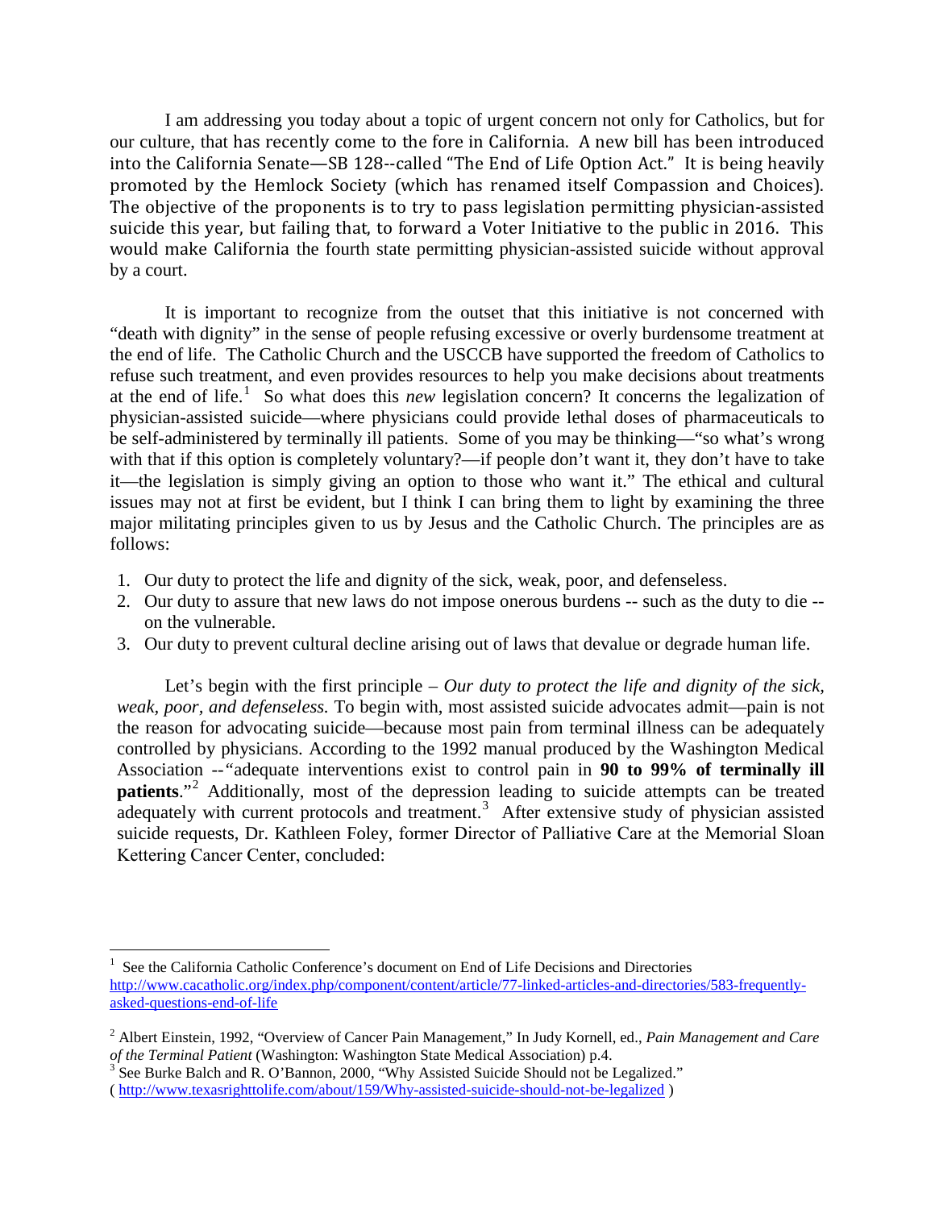I am addressing you today about a topic of urgent concern not only for Catholics, but for our culture, that has recently come to the fore in California. A new bill has been introduced into the California Senate—SB 128--called "The End of Life Option Act." It is being heavily promoted by the Hemlock Society (which has renamed itself Compassion and Choices). The objective of the proponents is to try to pass legislation permitting physician-assisted suicide this year, but failing that, to forward a Voter Initiative to the public in 2016. This would make California the fourth state permitting physician-assisted suicide without approval by a court.

It is important to recognize from the outset that this initiative is not concerned with "death with dignity" in the sense of people refusing excessive or overly burdensome treatment at the end of life. The Catholic Church and the USCCB have supported the freedom of Catholics to refuse such treatment, and even provides resources to help you make decisions about treatments at the end of life.[1] So what does this *new* legislation concern? It concerns the legalization of physician-assisted suicide—where physicians could provide lethal doses of pharmaceuticals to be self-administered by terminally ill patients. Some of you may be thinking—"so what's wrong with that if this option is completely voluntary?—if people don't want it, they don't have to take it—the legislation is simply giving an option to those who want it." The ethical and cultural issues may not at first be evident, but I think I can bring them to light by examining the three major militating principles given to us by Jesus and the Catholic Church. The principles are as follows:

1. Our duty to protect the life and dignity of the sick, weak, poor, and defenseless.
2. Our duty to assure that new laws do not impose onerous burdens -- such as the duty to die -- on the vulnerable.
3. Our duty to prevent cultural decline arising out of laws that devalue or degrade human life.

Let's begin with the first principle – *Our duty to protect the life and dignity of the sick, weak, poor, and defenseless.* To begin with, most assisted suicide advocates admit—pain is not the reason for advocating suicide—because most pain from terminal illness can be adequately controlled by physicians. According to the 1992 manual produced by the Washington Medical Association --"adequate interventions exist to control pain in **90 to 99% of terminally ill patients**."[2] Additionally, most of the depression leading to suicide attempts can be treated adequately with current protocols and treatment.[3] After extensive study of physician assisted suicide requests, Dr. Kathleen Foley, former Director of Palliative Care at the Memorial Sloan Kettering Cancer Center, concluded:

---

[1] See the California Catholic Conference's document on End of Life Decisions and Directories http://www.cacatholic.org/index.php/component/content/article/77-linked-articles-and-directories/583-frequently-asked-questions-end-of-life

[2] Albert Einstein, 1992, "Overview of Cancer Pain Management," In Judy Kornell, ed., *Pain Management and Care of the Terminal Patient* (Washington: Washington State Medical Association) p.4.

[3] See Burke Balch and R. O'Bannon, 2000, "Why Assisted Suicide Should not be Legalized." ( http://www.texasrighttolife.com/about/159/Why-assisted-suicide-should-not-be-legalized )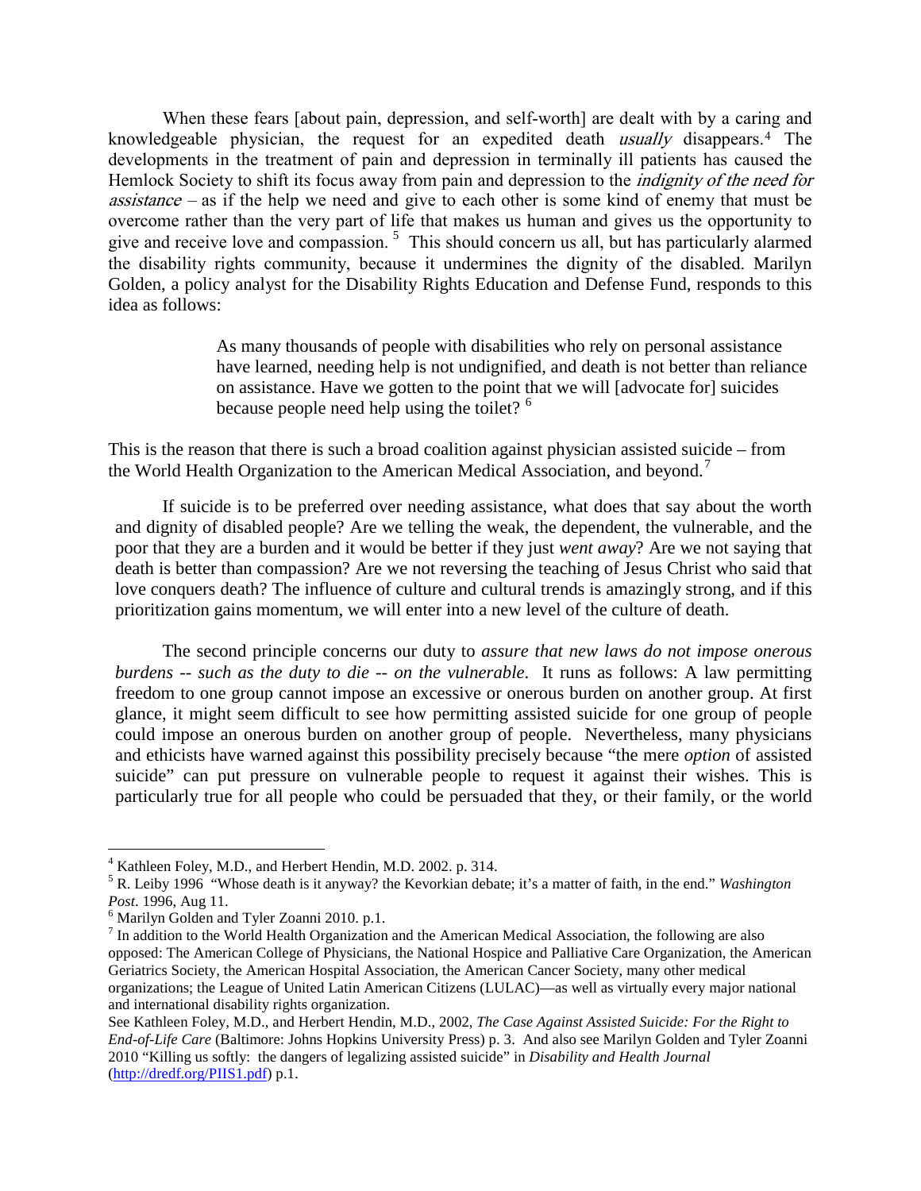When these fears [about pain, depression, and self-worth] are dealt with by a caring and knowledgeable physician, the request for an expedited death *usually* disappears.[4] The developments in the treatment of pain and depression in terminally ill patients has caused the Hemlock Society to shift its focus away from pain and depression to the *indignity of the need for assistance* – as if the help we need and give to each other is some kind of enemy that must be overcome rather than the very part of life that makes us human and gives us the opportunity to give and receive love and compassion. [5] This should concern us all, but has particularly alarmed the disability rights community, because it undermines the dignity of the disabled. Marilyn Golden, a policy analyst for the Disability Rights Education and Defense Fund, responds to this idea as follows:

> As many thousands of people with disabilities who rely on personal assistance have learned, needing help is not undignified, and death is not better than reliance on assistance. Have we gotten to the point that we will [advocate for] suicides because people need help using the toilet? [6]

This is the reason that there is such a broad coalition against physician assisted suicide – from the World Health Organization to the American Medical Association, and beyond.[7]

If suicide is to be preferred over needing assistance, what does that say about the worth and dignity of disabled people? Are we telling the weak, the dependent, the vulnerable, and the poor that they are a burden and it would be better if they just *went away*? Are we not saying that death is better than compassion? Are we not reversing the teaching of Jesus Christ who said that love conquers death? The influence of culture and cultural trends is amazingly strong, and if this prioritization gains momentum, we will enter into a new level of the culture of death.

The second principle concerns our duty to *assure that new laws do not impose onerous burdens -- such as the duty to die -- on the vulnerable*. It runs as follows: A law permitting freedom to one group cannot impose an excessive or onerous burden on another group. At first glance, it might seem difficult to see how permitting assisted suicide for one group of people could impose an onerous burden on another group of people. Nevertheless, many physicians and ethicists have warned against this possibility precisely because "the mere *option* of assisted suicide" can put pressure on vulnerable people to request it against their wishes. This is particularly true for all people who could be persuaded that they, or their family, or the world

---

[4] Kathleen Foley, M.D., and Herbert Hendin, M.D. 2002. p. 314.

[5] R. Leiby 1996 "Whose death is it anyway? the Kevorkian debate; it's a matter of faith, in the end." *Washington Post*. 1996, Aug 11.

[6] Marilyn Golden and Tyler Zoanni 2010. p.1.

[7] In addition to the World Health Organization and the American Medical Association, the following are also opposed: The American College of Physicians, the National Hospice and Palliative Care Organization, the American Geriatrics Society, the American Hospital Association, the American Cancer Society, many other medical organizations; the League of United Latin American Citizens (LULAC)—as well as virtually every major national and international disability rights organization.

See Kathleen Foley, M.D., and Herbert Hendin, M.D., 2002, *The Case Against Assisted Suicide: For the Right to End-of-Life Care* (Baltimore: Johns Hopkins University Press) p. 3. And also see Marilyn Golden and Tyler Zoanni 2010 "Killing us softly: the dangers of legalizing assisted suicide" in *Disability and Health Journal* (http://dredf.org/PIIS1.pdf) p.1.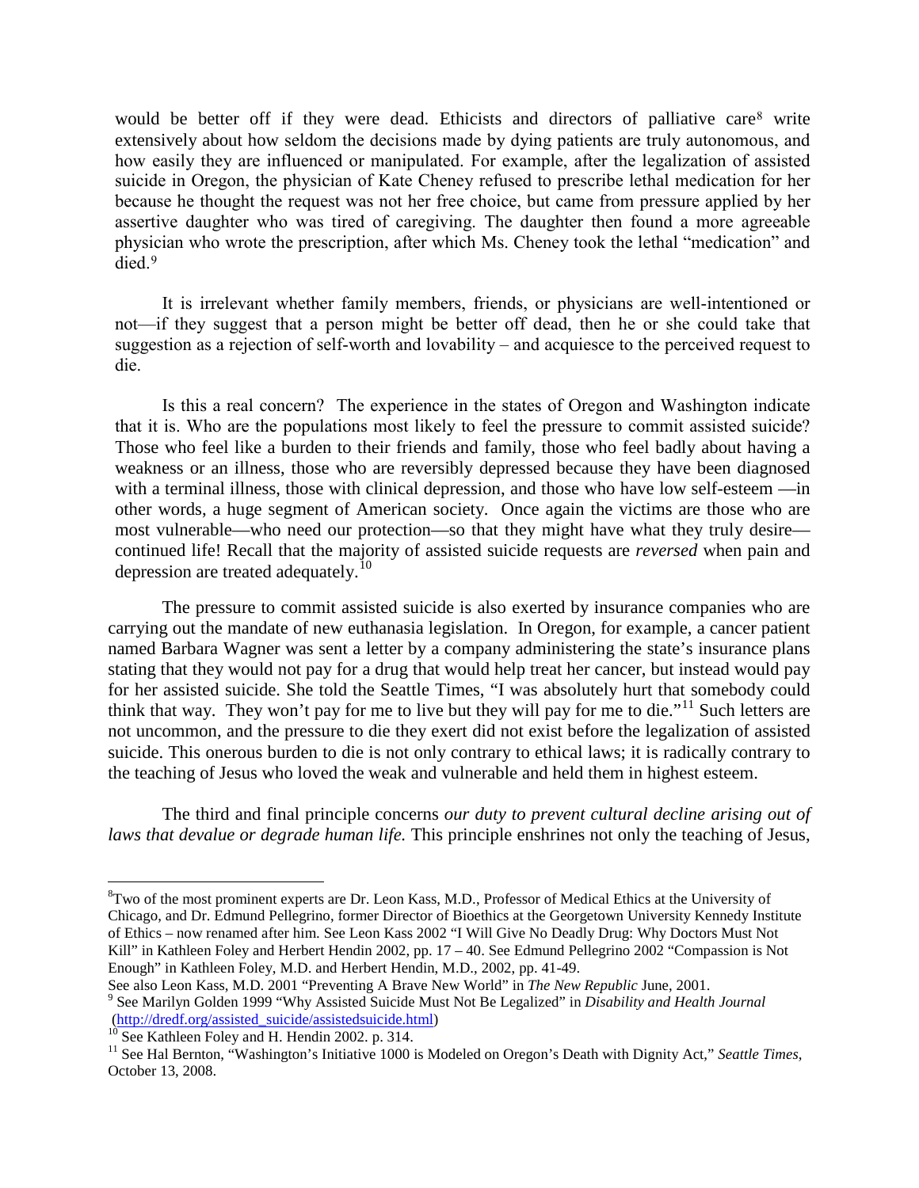would be better off if they were dead. Ethicists and directors of palliative care[8] write extensively about how seldom the decisions made by dying patients are truly autonomous, and how easily they are influenced or manipulated. For example, after the legalization of assisted suicide in Oregon, the physician of Kate Cheney refused to prescribe lethal medication for her because he thought the request was not her free choice, but came from pressure applied by her assertive daughter who was tired of caregiving. The daughter then found a more agreeable physician who wrote the prescription, after which Ms. Cheney took the lethal "medication" and died.[9]

It is irrelevant whether family members, friends, or physicians are well-intentioned or not—if they suggest that a person might be better off dead, then he or she could take that suggestion as a rejection of self-worth and lovability – and acquiesce to the perceived request to die.

Is this a real concern? The experience in the states of Oregon and Washington indicate that it is. Who are the populations most likely to feel the pressure to commit assisted suicide? Those who feel like a burden to their friends and family, those who feel badly about having a weakness or an illness, those who are reversibly depressed because they have been diagnosed with a terminal illness, those with clinical depression, and those who have low self-esteem —in other words, a huge segment of American society. Once again the victims are those who are most vulnerable—who need our protection—so that they might have what they truly desire—continued life! Recall that the majority of assisted suicide requests are *reversed* when pain and depression are treated adequately.[10]

The pressure to commit assisted suicide is also exerted by insurance companies who are carrying out the mandate of new euthanasia legislation. In Oregon, for example, a cancer patient named Barbara Wagner was sent a letter by a company administering the state's insurance plans stating that they would not pay for a drug that would help treat her cancer, but instead would pay for her assisted suicide. She told the Seattle Times, "I was absolutely hurt that somebody could think that way. They won't pay for me to live but they will pay for me to die."[11] Such letters are not uncommon, and the pressure to die they exert did not exist before the legalization of assisted suicide. This onerous burden to die is not only contrary to ethical laws; it is radically contrary to the teaching of Jesus who loved the weak and vulnerable and held them in highest esteem.

The third and final principle concerns *our duty to prevent cultural decline arising out of laws that devalue or degrade human life.* This principle enshrines not only the teaching of Jesus,

---

[8]Two of the most prominent experts are Dr. Leon Kass, M.D., Professor of Medical Ethics at the University of Chicago, and Dr. Edmund Pellegrino, former Director of Bioethics at the Georgetown University Kennedy Institute of Ethics – now renamed after him. See Leon Kass 2002 "I Will Give No Deadly Drug: Why Doctors Must Not Kill" in Kathleen Foley and Herbert Hendin 2002, pp. 17 – 40. See Edmund Pellegrino 2002 "Compassion is Not Enough" in Kathleen Foley, M.D. and Herbert Hendin, M.D., 2002, pp. 41-49.
See also Leon Kass, M.D. 2001 "Preventing A Brave New World" in *The New Republic* June, 2001.

[9] See Marilyn Golden 1999 "Why Assisted Suicide Must Not Be Legalized" in *Disability and Health Journal* (http://dredf.org/assisted_suicide/assistedsuicide.html)

[10] See Kathleen Foley and H. Hendin 2002. p. 314.

[11] See Hal Bernton, "Washington's Initiative 1000 is Modeled on Oregon's Death with Dignity Act," *Seattle Times,* October 13, 2008.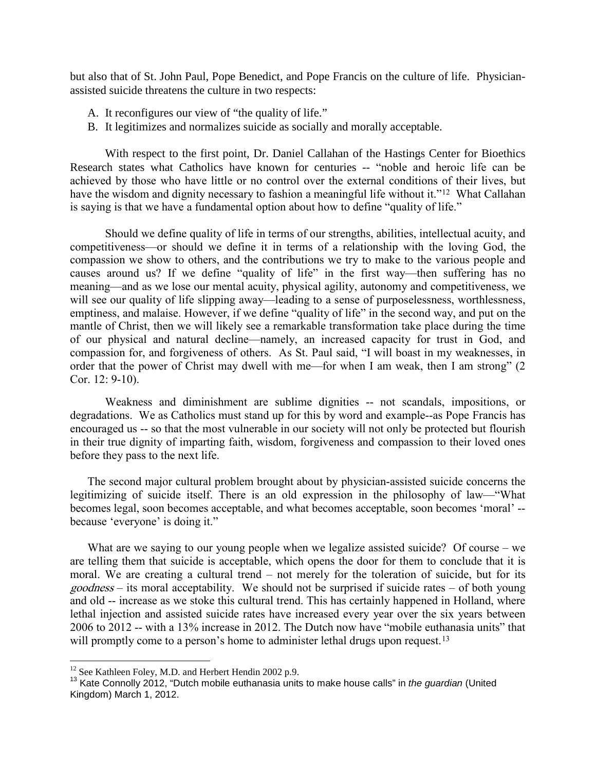but also that of St. John Paul, Pope Benedict, and Pope Francis on the culture of life. Physician-assisted suicide threatens the culture in two respects:

A. It reconfigures our view of "the quality of life."
B. It legitimizes and normalizes suicide as socially and morally acceptable.

With respect to the first point, Dr. Daniel Callahan of the Hastings Center for Bioethics Research states what Catholics have known for centuries -- "noble and heroic life can be achieved by those who have little or no control over the external conditions of their lives, but have the wisdom and dignity necessary to fashion a meaningful life without it."[12] What Callahan is saying is that we have a fundamental option about how to define "quality of life."

Should we define quality of life in terms of our strengths, abilities, intellectual acuity, and competitiveness—or should we define it in terms of a relationship with the loving God, the compassion we show to others, and the contributions we try to make to the various people and causes around us? If we define "quality of life" in the first way—then suffering has no meaning—and as we lose our mental acuity, physical agility, autonomy and competitiveness, we will see our quality of life slipping away—leading to a sense of purposelessness, worthlessness, emptiness, and malaise. However, if we define "quality of life" in the second way, and put on the mantle of Christ, then we will likely see a remarkable transformation take place during the time of our physical and natural decline—namely, an increased capacity for trust in God, and compassion for, and forgiveness of others. As St. Paul said, "I will boast in my weaknesses, in order that the power of Christ may dwell with me—for when I am weak, then I am strong" (2 Cor. 12: 9-10).

Weakness and diminishment are sublime dignities -- not scandals, impositions, or degradations. We as Catholics must stand up for this by word and example--as Pope Francis has encouraged us -- so that the most vulnerable in our society will not only be protected but flourish in their true dignity of imparting faith, wisdom, forgiveness and compassion to their loved ones before they pass to the next life.

The second major cultural problem brought about by physician-assisted suicide concerns the legitimizing of suicide itself. There is an old expression in the philosophy of law—"What becomes legal, soon becomes acceptable, and what becomes acceptable, soon becomes 'moral' -- because 'everyone' is doing it."

What are we saying to our young people when we legalize assisted suicide? Of course – we are telling them that suicide is acceptable, which opens the door for them to conclude that it is moral. We are creating a cultural trend – not merely for the toleration of suicide, but for its *goodness* – its moral acceptability. We should not be surprised if suicide rates – of both young and old -- increase as we stoke this cultural trend. This has certainly happened in Holland, where lethal injection and assisted suicide rates have increased every year over the six years between 2006 to 2012 -- with a 13% increase in 2012. The Dutch now have "mobile euthanasia units" that will promptly come to a person's home to administer lethal drugs upon request.[13]

---

[12] See Kathleen Foley, M.D. and Herbert Hendin 2002 p.9.

[13] Kate Connolly 2012, "Dutch mobile euthanasia units to make house calls" in *the guardian* (United Kingdom) March 1, 2012.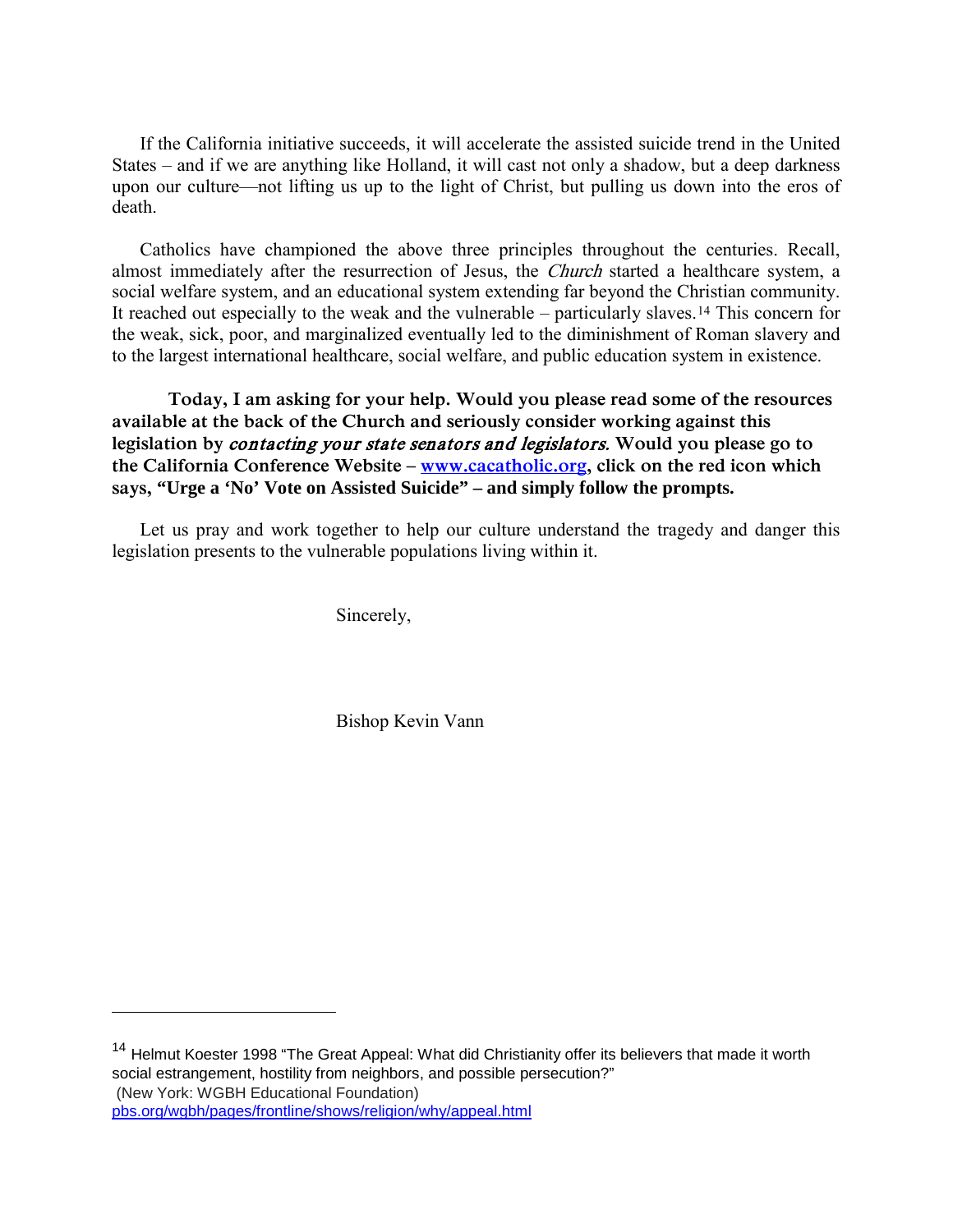If the California initiative succeeds, it will accelerate the assisted suicide trend in the United States – and if we are anything like Holland, it will cast not only a shadow, but a deep darkness upon our culture—not lifting us up to the light of Christ, but pulling us down into the eros of death.

Catholics have championed the above three principles throughout the centuries. Recall, almost immediately after the resurrection of Jesus, the *Church* started a healthcare system, a social welfare system, and an educational system extending far beyond the Christian community. It reached out especially to the weak and the vulnerable – particularly slaves.[14] This concern for the weak, sick, poor, and marginalized eventually led to the diminishment of Roman slavery and to the largest international healthcare, social welfare, and public education system in existence.

**Today, I am asking for your help. Would you please read some of the resources available at the back of the Church and seriously consider working against this legislation by *contacting your state senators and legislators.* Would you please go to the California Conference Website – [www.cacatholic.org](http://www.cacatholic.org), click on the red icon which says, "Urge a 'No' Vote on Assisted Suicide" – and simply follow the prompts.**

Let us pray and work together to help our culture understand the tragedy and danger this legislation presents to the vulnerable populations living within it.

Sincerely,

Bishop Kevin Vann

---

[14] Helmut Koester 1998 "The Great Appeal: What did Christianity offer its believers that made it worth social estrangement, hostility from neighbors, and possible persecution?" (New York: WGBH Educational Foundation) [pbs.org/wgbh/pages/frontline/shows/religion/why/appeal.html](http://pbs.org/wgbh/pages/frontline/shows/religion/why/appeal.html)